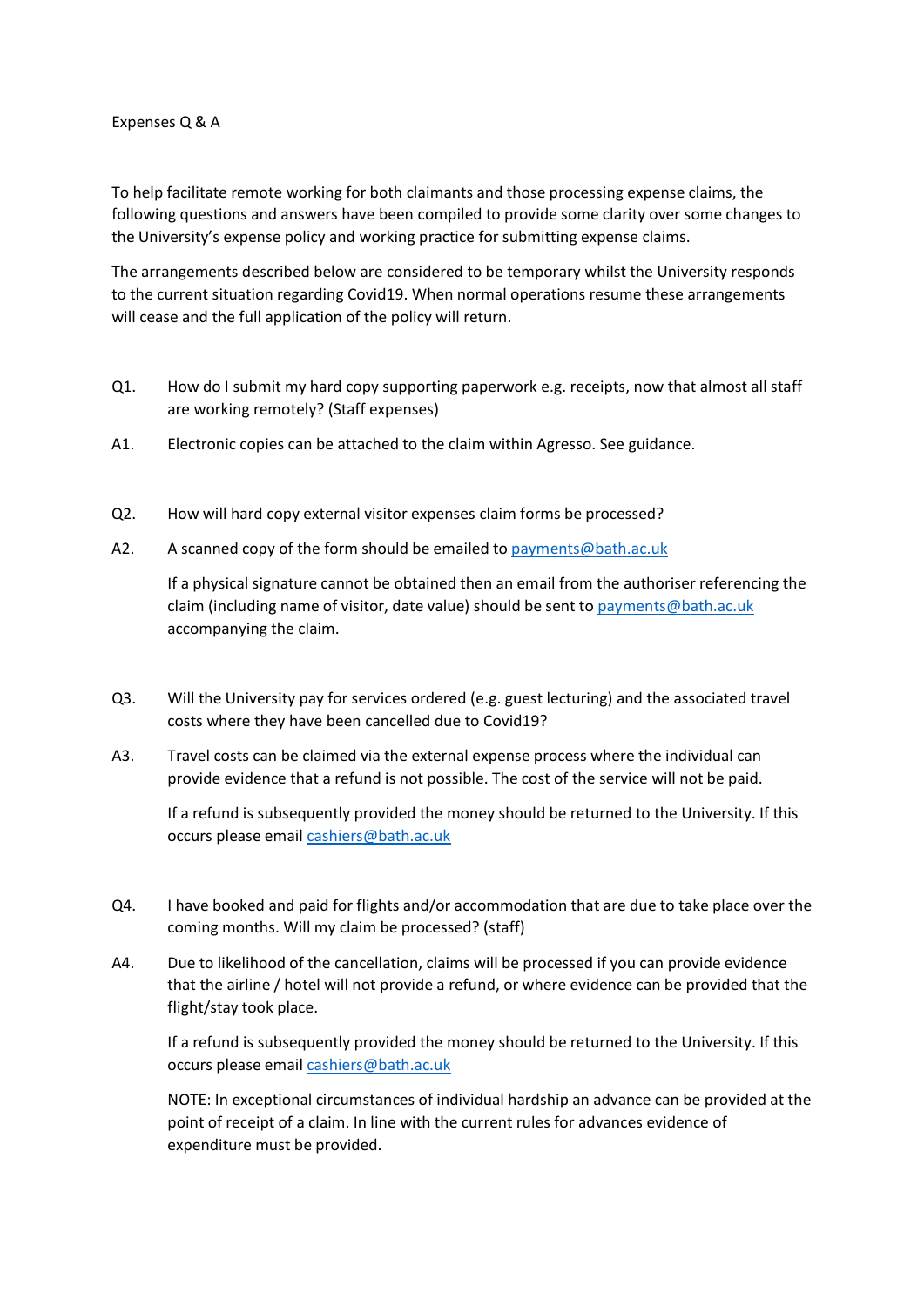# Expenses Q & A

To help facilitate remote working for both claimants and those processing expense claims, the following questions and answers have been compiled to provide some clarity over some changes to the University's expense policy and working practice for submitting expense claims.

The arrangements described below are considered to be temporary whilst the University responds to the current situation regarding Covid19. When normal operations resume these arrangements will cease and the full application of the policy will return.

**Q1.** How do I submit my hard copy supporting paperwork e.g. receipts, now that almost all staff are working remotely? (Staff expenses)

**A1.** Electronic copies can be attached to the claim within Agresso. See guidance.

**Q2.** How will hard copy external visitor expenses claim forms be processed?

**A2.** A scanned copy of the form should be emailed to [payments@bath.ac.uk](mailto:payments@bath.ac.uk)

If a physical signature cannot be obtained then an email from the authoriser referencing the claim (including name of visitor, date value) should be sent to [payments@bath.ac.uk](mailto:payments@bath.ac.uk) accompanying the claim.

**Q3.** Will the University pay for services ordered (e.g. guest lecturing) and the associated travel costs where they have been cancelled due to Covid19?

**A3.** Travel costs can be claimed via the external expense process where the individual can provide evidence that a refund is not possible. The cost of the service will not be paid.

If a refund is subsequently provided the money should be returned to the University. If this occurs please email [cashiers@bath.ac.uk](mailto:cashiers@bath.ac.uk)

**Q4.** I have booked and paid for flights and/or accommodation that are due to take place over the coming months. Will my claim be processed? (staff)

**A4.** Due to likelihood of the cancellation, claims will be processed if you can provide evidence that the airline / hotel will not provide a refund, or where evidence can be provided that the flight/stay took place.

If a refund is subsequently provided the money should be returned to the University. If this occurs please email [cashiers@bath.ac.uk](mailto:cashiers@bath.ac.uk)

NOTE: In exceptional circumstances of individual hardship an advance can be provided at the point of receipt of a claim. In line with the current rules for advances evidence of expenditure must be provided.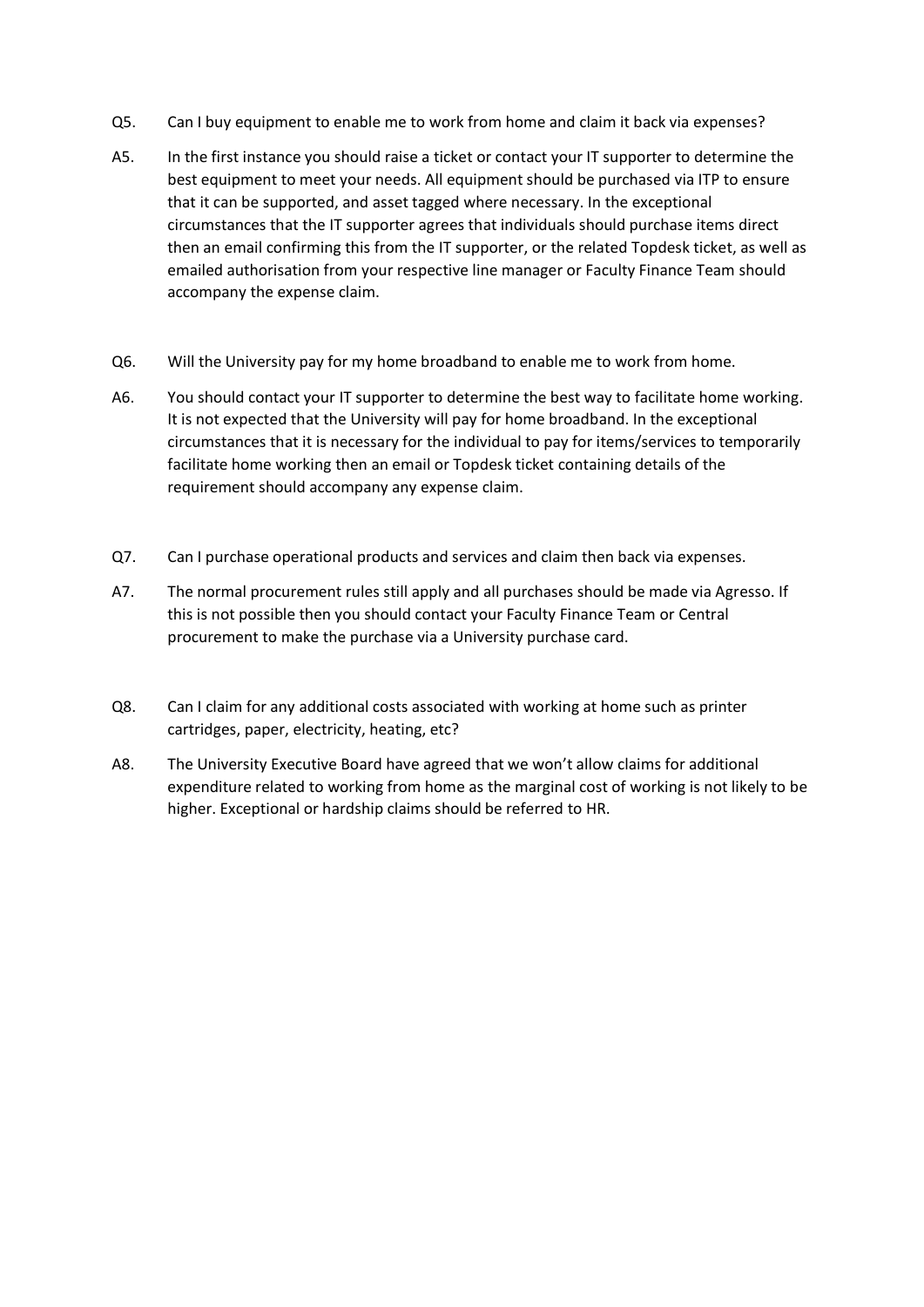Q5. Can I buy equipment to enable me to work from home and claim it back via expenses?

A5. In the first instance you should raise a ticket or contact your IT supporter to determine the best equipment to meet your needs. All equipment should be purchased via ITP to ensure that it can be supported, and asset tagged where necessary. In the exceptional circumstances that the IT supporter agrees that individuals should purchase items direct then an email confirming this from the IT supporter, or the related Topdesk ticket, as well as emailed authorisation from your respective line manager or Faculty Finance Team should accompany the expense claim.

Q6. Will the University pay for my home broadband to enable me to work from home.

A6. You should contact your IT supporter to determine the best way to facilitate home working. It is not expected that the University will pay for home broadband. In the exceptional circumstances that it is necessary for the individual to pay for items/services to temporarily facilitate home working then an email or Topdesk ticket containing details of the requirement should accompany any expense claim.

Q7. Can I purchase operational products and services and claim then back via expenses.

A7. The normal procurement rules still apply and all purchases should be made via Agresso. If this is not possible then you should contact your Faculty Finance Team or Central procurement to make the purchase via a University purchase card.

Q8. Can I claim for any additional costs associated with working at home such as printer cartridges, paper, electricity, heating, etc?

A8. The University Executive Board have agreed that we won't allow claims for additional expenditure related to working from home as the marginal cost of working is not likely to be higher. Exceptional or hardship claims should be referred to HR.